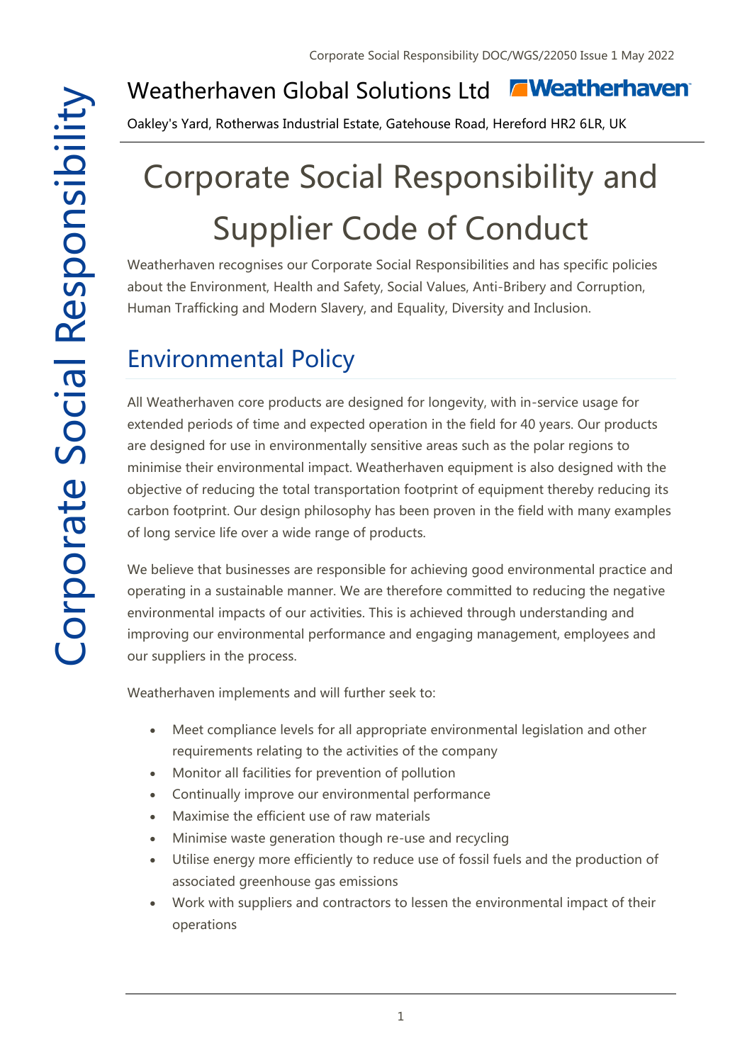Weatherhaven Global Solutions Ltd

Oakley's Yard, Rotherwas Industrial Estate, Gatehouse Road, Hereford HR2 6LR, UK

# Corporate Social Responsibility and Supplier Code of Conduct

Weatherhaven recognises our Corporate Social Responsibilities and has specific policies about the Environment, Health and Safety, Social Values, Anti-Bribery and Corruption, Human Trafficking and Modern Slavery, and Equality, Diversity and Inclusion.

## Environmental Policy

All Weatherhaven core products are designed for longevity, with in-service usage for extended periods of time and expected operation in the field for 40 years. Our products are designed for use in environmentally sensitive areas such as the polar regions to minimise their environmental impact. Weatherhaven equipment is also designed with the objective of reducing the total transportation footprint of equipment thereby reducing its carbon footprint. Our design philosophy has been proven in the field with many examples of long service life over a wide range of products.

We believe that businesses are responsible for achieving good environmental practice and operating in a sustainable manner. We are therefore committed to reducing the negative environmental impacts of our activities. This is achieved through understanding and improving our environmental performance and engaging management, employees and our suppliers in the process.

Weatherhaven implements and will further seek to:

- Meet compliance levels for all appropriate environmental legislation and other requirements relating to the activities of the company
- Monitor all facilities for prevention of pollution
- Continually improve our environmental performance
- Maximise the efficient use of raw materials
- Minimise waste generation though re-use and recycling
- Utilise energy more efficiently to reduce use of fossil fuels and the production of associated greenhouse gas emissions
- Work with suppliers and contractors to lessen the environmental impact of their operations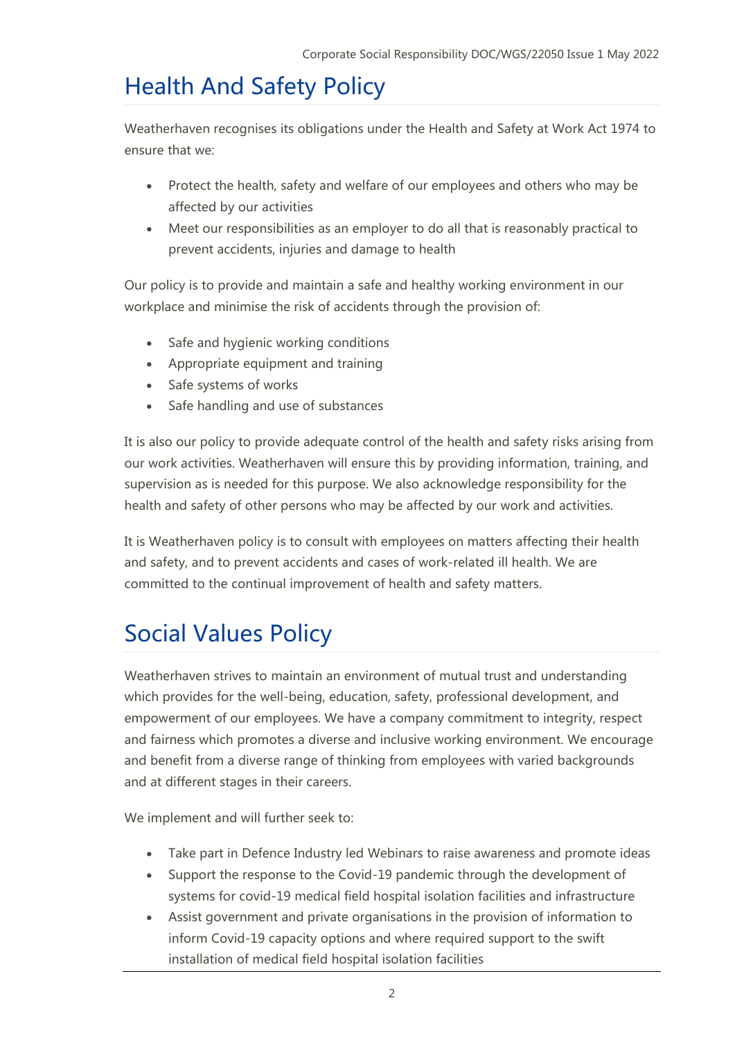# Health And Safety Policy

Weatherhaven recognises its obligations under the Health and Safety at Work Act 1974 to ensure that we:

- Protect the health, safety and welfare of our employees and others who may be affected by our activities
- Meet our responsibilities as an employer to do all that is reasonably practical to prevent accidents, injuries and damage to health

Our policy is to provide and maintain a safe and healthy working environment in our workplace and minimise the risk of accidents through the provision of:

- Safe and hygienic working conditions
- Appropriate equipment and training
- Safe systems of works
- Safe handling and use of substances

It is also our policy to provide adequate control of the health and safety risks arising from our work activities. Weatherhaven will ensure this by providing information, training, and supervision as is needed for this purpose. We also acknowledge responsibility for the health and safety of other persons who may be affected by our work and activities.

It is Weatherhaven policy is to consult with employees on matters affecting their health and safety, and to prevent accidents and cases of work-related ill health. We are committed to the continual improvement of health and safety matters.

# Social Values Policy

Weatherhaven strives to maintain an environment of mutual trust and understanding which provides for the well-being, education, safety, professional development, and empowerment of our employees. We have a company commitment to integrity, respect and fairness which promotes a diverse and inclusive working environment. We encourage and benefit from a diverse range of thinking from employees with varied backgrounds and at different stages in their careers.

We implement and will further seek to:

- Take part in Defence Industry led Webinars to raise awareness and promote ideas
- Support the response to the Covid-19 pandemic through the development of systems for covid-19 medical field hospital isolation facilities and infrastructure
- Assist government and private organisations in the provision of information to inform Covid-19 capacity options and where required support to the swift installation of medical field hospital isolation facilities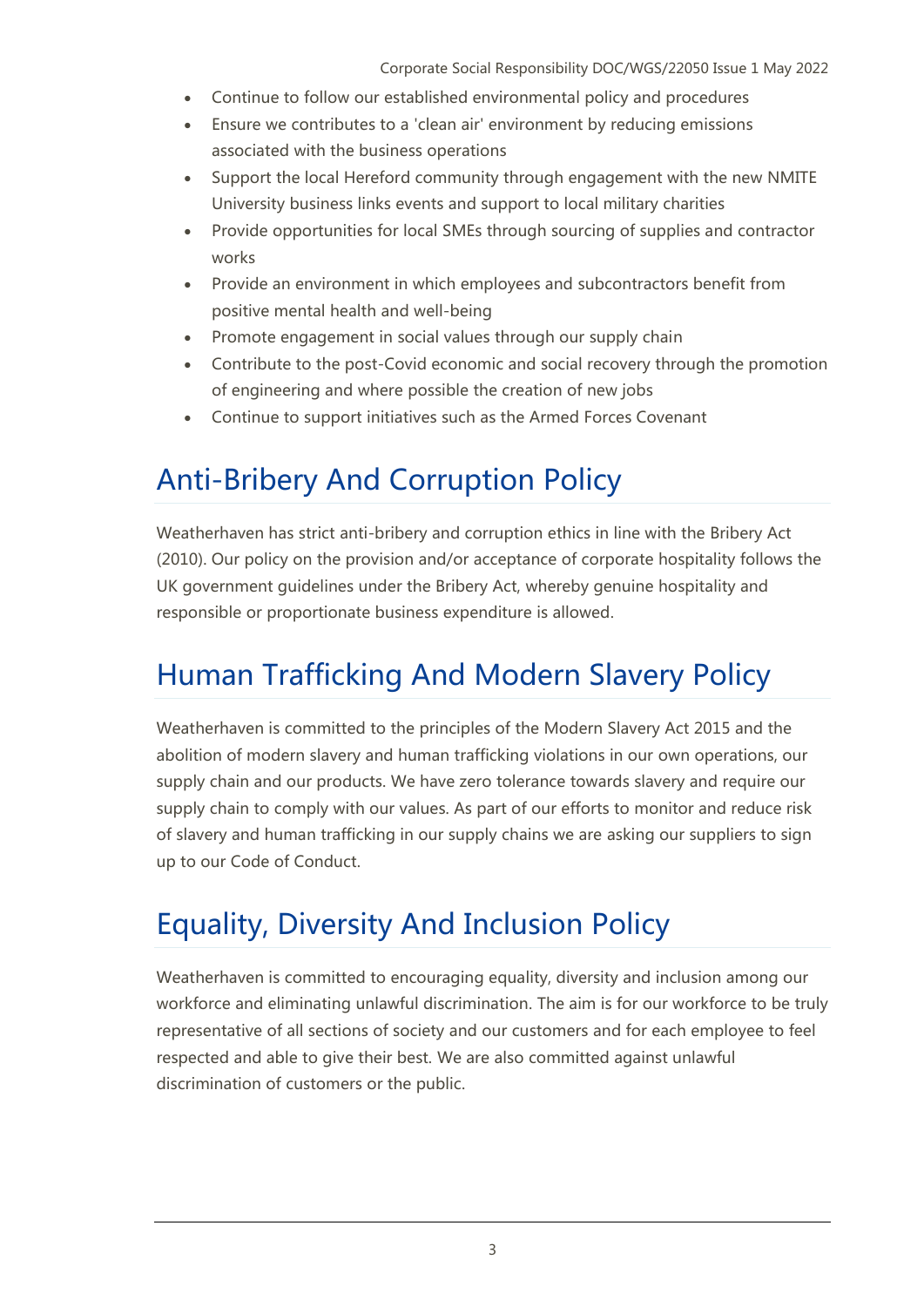- Continue to follow our established environmental policy and procedures
- Ensure we contributes to a 'clean air' environment by reducing emissions associated with the business operations
- Support the local Hereford community through engagement with the new NMITE University business links events and support to local military charities
- Provide opportunities for local SMEs through sourcing of supplies and contractor works
- Provide an environment in which employees and subcontractors benefit from positive mental health and well-being
- Promote engagement in social values through our supply chain
- Contribute to the post-Covid economic and social recovery through the promotion of engineering and where possible the creation of new jobs
- Continue to support initiatives such as the Armed Forces Covenant

# Anti-Bribery And Corruption Policy

Weatherhaven has strict anti-bribery and corruption ethics in line with the Bribery Act (2010). Our policy on the provision and/or acceptance of corporate hospitality follows the UK government guidelines under the Bribery Act, whereby genuine hospitality and responsible or proportionate business expenditure is allowed.

# Human Trafficking And Modern Slavery Policy

Weatherhaven is committed to the principles of the Modern Slavery Act 2015 and the abolition of modern slavery and human trafficking violations in our own operations, our supply chain and our products. We have zero tolerance towards slavery and require our supply chain to comply with our values. As part of our efforts to monitor and reduce risk of slavery and human trafficking in our supply chains we are asking our suppliers to sign up to our Code of Conduct.

# Equality, Diversity And Inclusion Policy

Weatherhaven is committed to encouraging equality, diversity and inclusion among our workforce and eliminating unlawful discrimination. The aim is for our workforce to be truly representative of all sections of society and our customers and for each employee to feel respected and able to give their best. We are also committed against unlawful discrimination of customers or the public.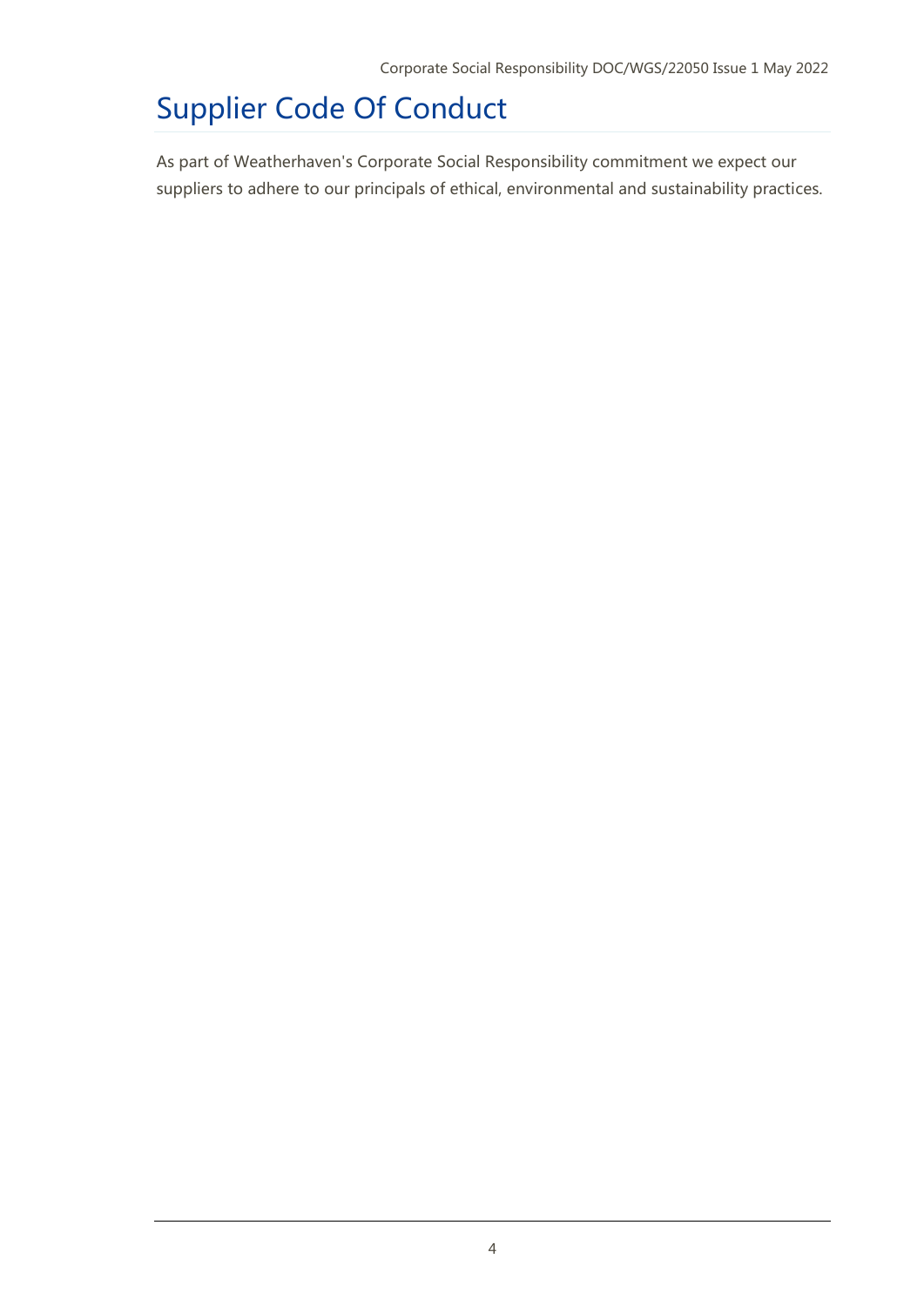# Supplier Code Of Conduct

As part of Weatherhaven's Corporate Social Responsibility commitment we expect our suppliers to adhere to our principals of ethical, environmental and sustainability practices.